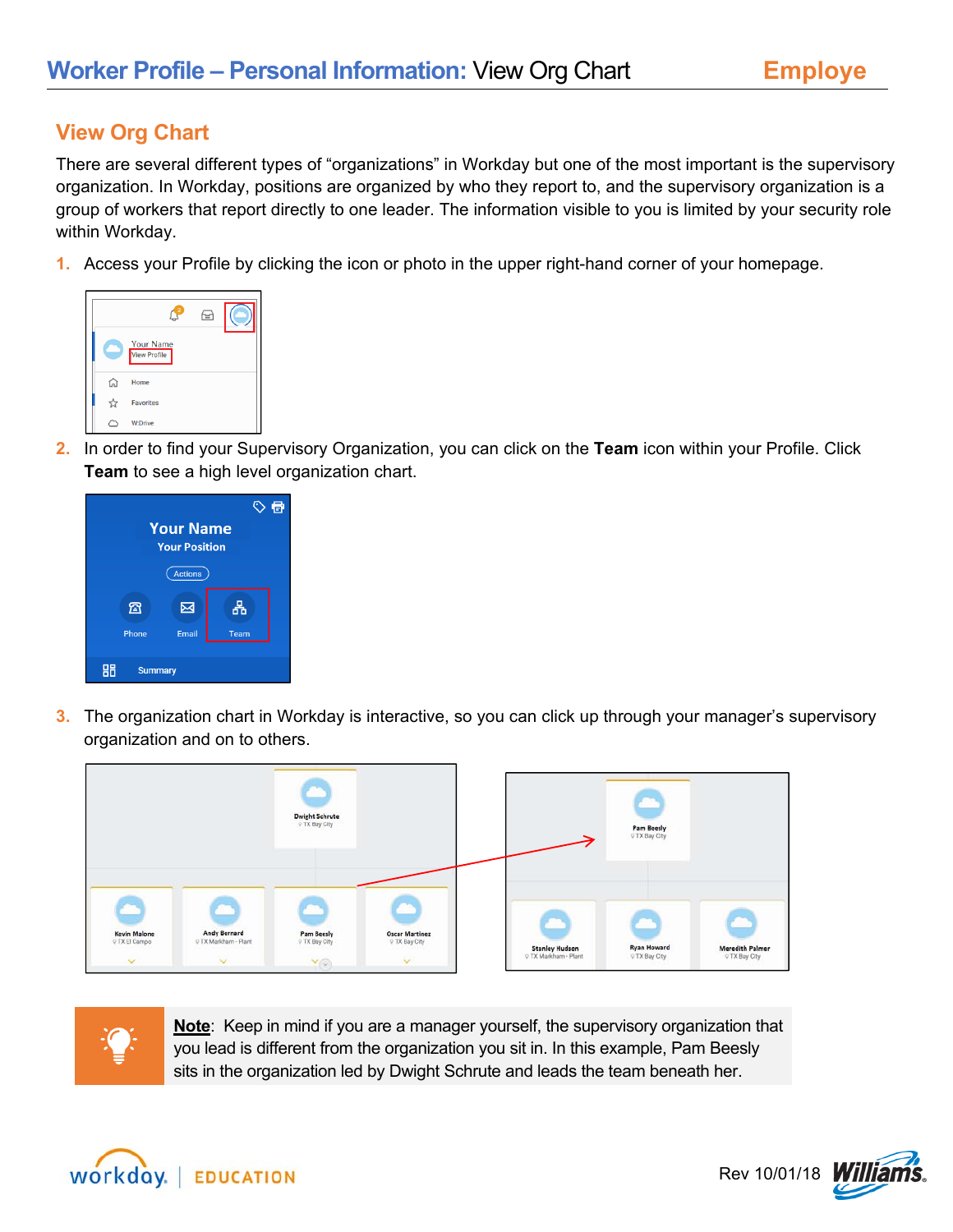# Worker Profile – Personal Information: View Org Chart

## View Org Chart

There are several different types of "organizations" in Workday but one of the most important is the supervisory organization. In Workday, positions are organized by who they report to, and the supervisory organization is a group of workers that report directly to one leader. The information visible to you is limited by your security role within Workday.

1. Access your Profile by clicking the icon or photo in the upper right-hand corner of your homepage.
2. In order to find your Supervisory Organization, you can click on the **Team** icon within your Profile. Click **Team** to see a high level organization chart.
3. The organization chart in Workday is interactive, so you can click up through your manager's supervisory organization and on to others.

**Note**: Keep in mind if you are a manager yourself, the supervisory organization that you lead is different from the organization you sit in. In this example, Pam Beesly sits in the organization led by Dwight Schrute and leads the team beneath her.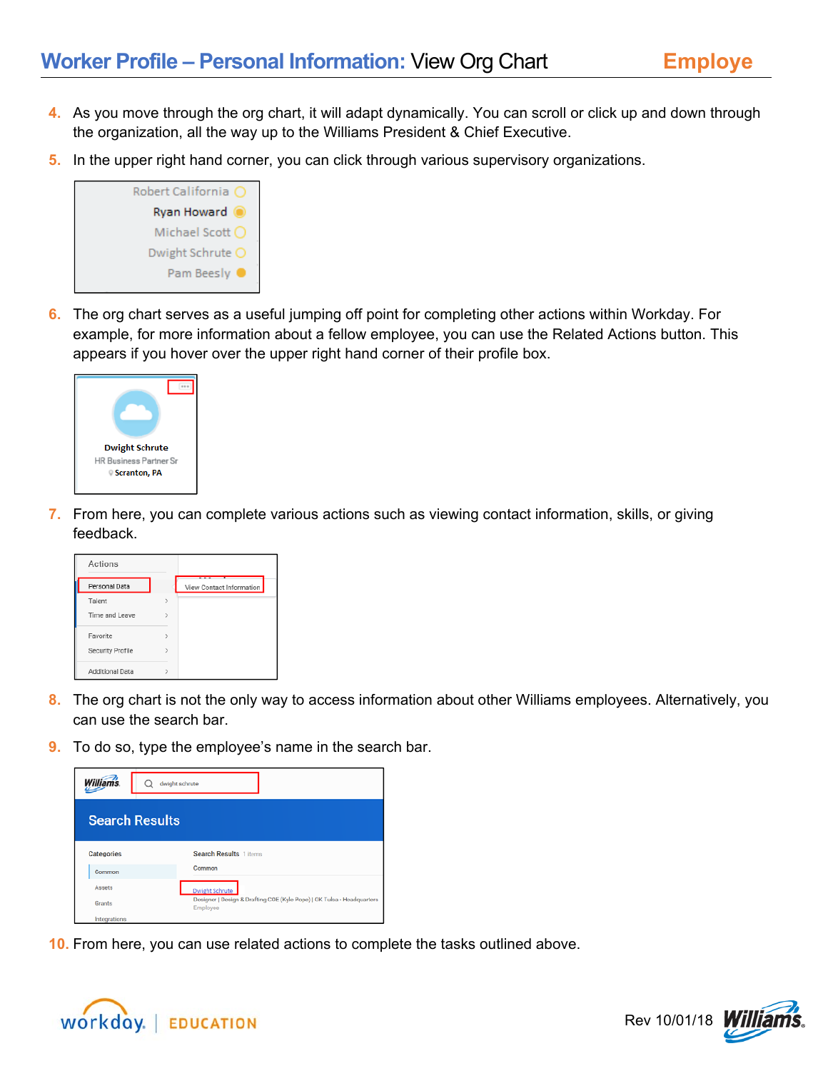## Worker Profile – Personal Information: View Org Chart

4. As you move through the org chart, it will adapt dynamically. You can scroll or click up and down through the organization, all the way up to the Williams President & Chief Executive.
5. In the upper right hand corner, you can click through various supervisory organizations.

Robert California
Ryan Howard
Michael Scott
Dwight Schrute
Pam Beesly

6. The org chart serves as a useful jumping off point for completing other actions within Workday. For example, for more information about a fellow employee, you can use the Related Actions button. This appears if you hover over the upper right hand corner of their profile box.

Dwight Schrute
HR Business Partner Sr
Scranton, PA

7. From here, you can complete various actions such as viewing contact information, skills, or giving feedback.

Actions
Personal Data
Talent
Time and Leave
Favorite
Security Profile
Additional Data
View Contact Information

8. The org chart is not the only way to access information about other Williams employees. Alternatively, you can use the search bar.
9. To do so, type the employee's name in the search bar.

dwight schrute
Search Results
Categories
Common
Assets
Grants
Integrations
Search Results 1 items
Common
Dwight Schrute
Designer | Design & Drafting COE (Kyle Pope) | OK Tulsa - Headquarters
Employee

10. From here, you can use related actions to complete the tasks outlined above.

Rev 10/01/18